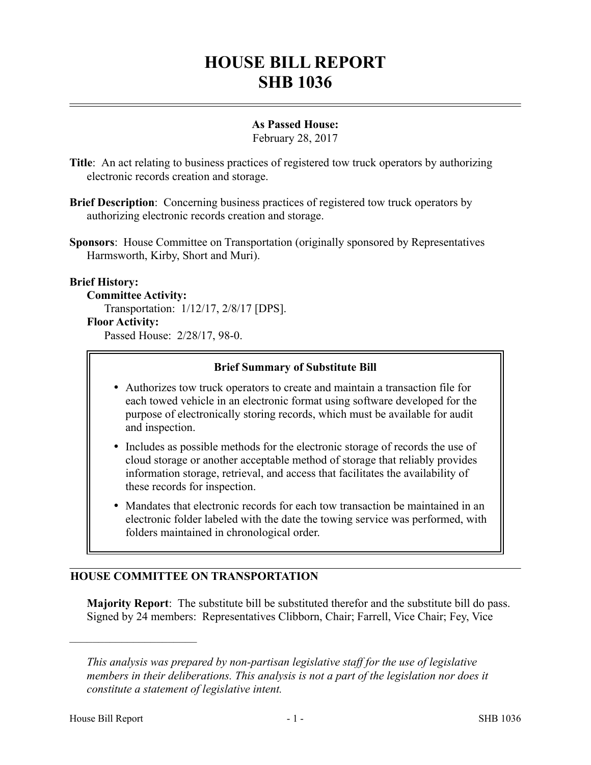# HOUSE BILL REPORT
# SHB 1036

**As Passed House:**
February 28, 2017

**Title**: An act relating to business practices of registered tow truck operators by authorizing electronic records creation and storage.

**Brief Description**: Concerning business practices of registered tow truck operators by authorizing electronic records creation and storage.

**Sponsors**: House Committee on Transportation (originally sponsored by Representatives Harmsworth, Kirby, Short and Muri).

**Brief History:**

**Committee Activity:**
Transportation: 1/12/17, 2/8/17 [DPS].

**Floor Activity:**
Passed House: 2/28/17, 98-0.

**Brief Summary of Substitute Bill**

- Authorizes tow truck operators to create and maintain a transaction file for each towed vehicle in an electronic format using software developed for the purpose of electronically storing records, which must be available for audit and inspection.
- Includes as possible methods for the electronic storage of records the use of cloud storage or another acceptable method of storage that reliably provides information storage, retrieval, and access that facilitates the availability of these records for inspection.
- Mandates that electronic records for each tow transaction be maintained in an electronic folder labeled with the date the towing service was performed, with folders maintained in chronological order.

## HOUSE COMMITTEE ON TRANSPORTATION

**Majority Report**: The substitute bill be substituted therefor and the substitute bill do pass. Signed by 24 members: Representatives Clibborn, Chair; Farrell, Vice Chair; Fey, Vice

---

*This analysis was prepared by non-partisan legislative staff for the use of legislative members in their deliberations. This analysis is not a part of the legislation nor does it constitute a statement of legislative intent.*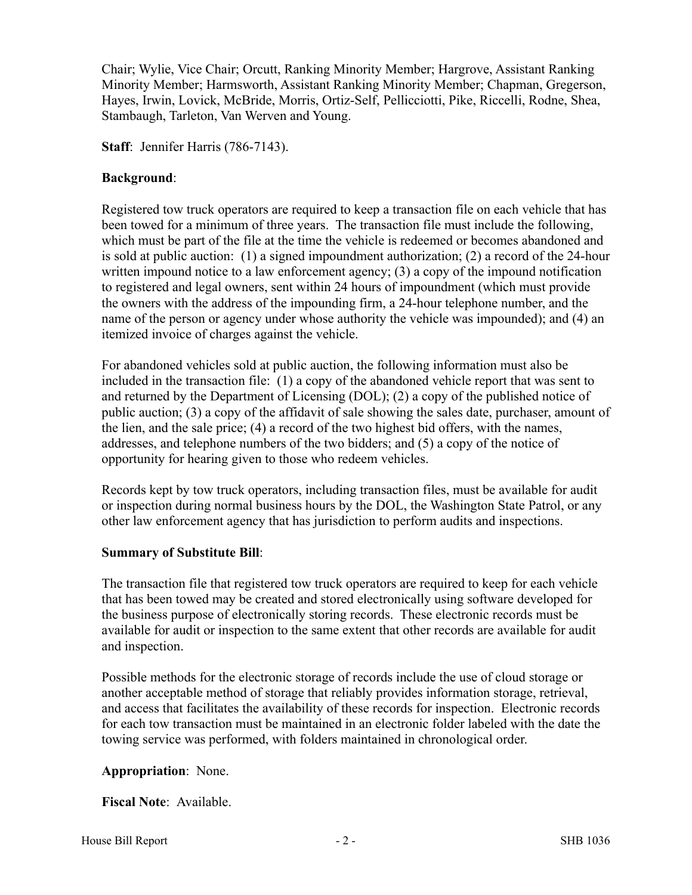Chair; Wylie, Vice Chair; Orcutt, Ranking Minority Member; Hargrove, Assistant Ranking Minority Member; Harmsworth, Assistant Ranking Minority Member; Chapman, Gregerson, Hayes, Irwin, Lovick, McBride, Morris, Ortiz-Self, Pellicciotti, Pike, Riccelli, Rodne, Shea, Stambaugh, Tarleton, Van Werven and Young.

**Staff**: Jennifer Harris (786-7143).

**Background**:

Registered tow truck operators are required to keep a transaction file on each vehicle that has been towed for a minimum of three years. The transaction file must include the following, which must be part of the file at the time the vehicle is redeemed or becomes abandoned and is sold at public auction: (1) a signed impoundment authorization; (2) a record of the 24-hour written impound notice to a law enforcement agency; (3) a copy of the impound notification to registered and legal owners, sent within 24 hours of impoundment (which must provide the owners with the address of the impounding firm, a 24-hour telephone number, and the name of the person or agency under whose authority the vehicle was impounded); and (4) an itemized invoice of charges against the vehicle.

For abandoned vehicles sold at public auction, the following information must also be included in the transaction file: (1) a copy of the abandoned vehicle report that was sent to and returned by the Department of Licensing (DOL); (2) a copy of the published notice of public auction; (3) a copy of the affidavit of sale showing the sales date, purchaser, amount of the lien, and the sale price; (4) a record of the two highest bid offers, with the names, addresses, and telephone numbers of the two bidders; and (5) a copy of the notice of opportunity for hearing given to those who redeem vehicles.

Records kept by tow truck operators, including transaction files, must be available for audit or inspection during normal business hours by the DOL, the Washington State Patrol, or any other law enforcement agency that has jurisdiction to perform audits and inspections.

**Summary of Substitute Bill**:

The transaction file that registered tow truck operators are required to keep for each vehicle that has been towed may be created and stored electronically using software developed for the business purpose of electronically storing records. These electronic records must be available for audit or inspection to the same extent that other records are available for audit and inspection.

Possible methods for the electronic storage of records include the use of cloud storage or another acceptable method of storage that reliably provides information storage, retrieval, and access that facilitates the availability of these records for inspection. Electronic records for each tow transaction must be maintained in an electronic folder labeled with the date the towing service was performed, with folders maintained in chronological order.

**Appropriation**: None.

**Fiscal Note**: Available.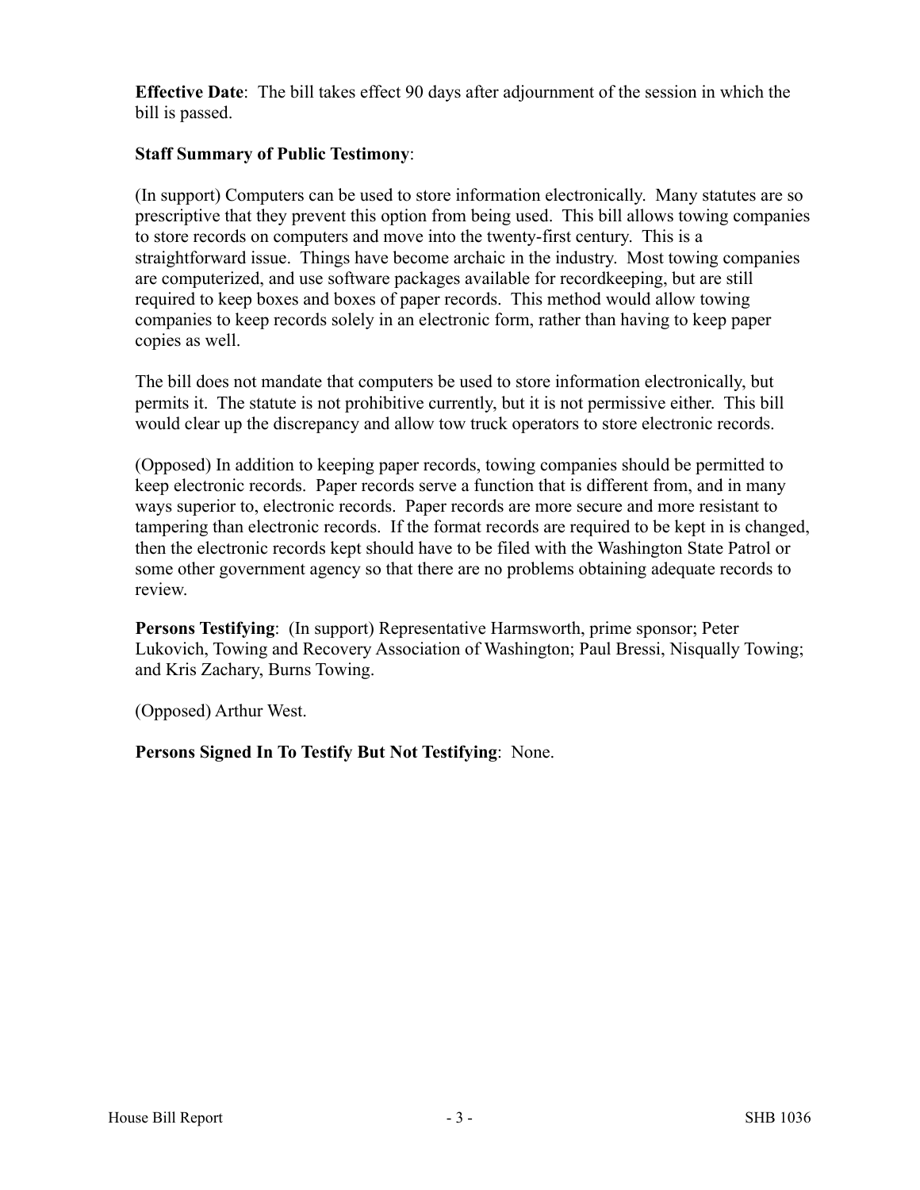**Effective Date**: The bill takes effect 90 days after adjournment of the session in which the bill is passed.

**Staff Summary of Public Testimony**:

(In support) Computers can be used to store information electronically. Many statutes are so prescriptive that they prevent this option from being used. This bill allows towing companies to store records on computers and move into the twenty-first century. This is a straightforward issue. Things have become archaic in the industry. Most towing companies are computerized, and use software packages available for recordkeeping, but are still required to keep boxes and boxes of paper records. This method would allow towing companies to keep records solely in an electronic form, rather than having to keep paper copies as well.

The bill does not mandate that computers be used to store information electronically, but permits it. The statute is not prohibitive currently, but it is not permissive either. This bill would clear up the discrepancy and allow tow truck operators to store electronic records.

(Opposed) In addition to keeping paper records, towing companies should be permitted to keep electronic records. Paper records serve a function that is different from, and in many ways superior to, electronic records. Paper records are more secure and more resistant to tampering than electronic records. If the format records are required to be kept in is changed, then the electronic records kept should have to be filed with the Washington State Patrol or some other government agency so that there are no problems obtaining adequate records to review.

**Persons Testifying**: (In support) Representative Harmsworth, prime sponsor; Peter Lukovich, Towing and Recovery Association of Washington; Paul Bressi, Nisqually Towing; and Kris Zachary, Burns Towing.

(Opposed) Arthur West.

**Persons Signed In To Testify But Not Testifying**: None.